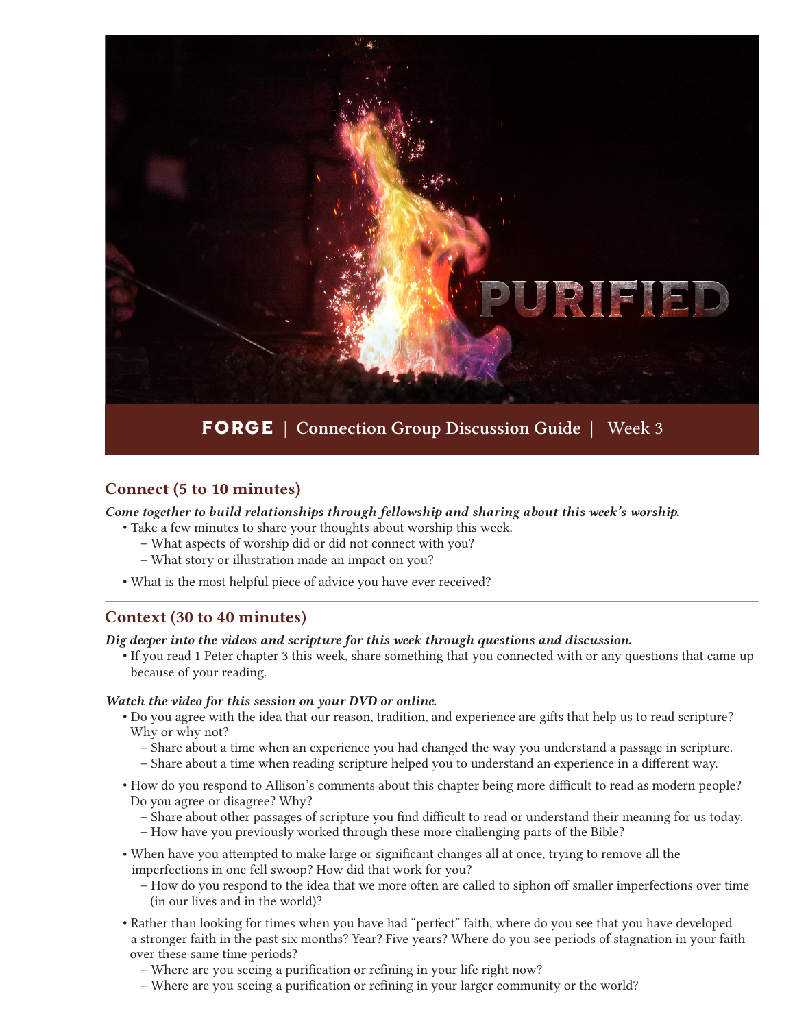# PURIFIED

**FORGE** | Connection Group Discussion Guide | Week 3

## Connect (5 to 10 minutes)

***Come together to build relationships through fellowship and sharing about this week's worship.***

- Take a few minutes to share your thoughts about worship this week.
  - What aspects of worship did or did not connect with you?
  - What story or illustration made an impact on you?
- What is the most helpful piece of advice you have ever received?

---

## Context (30 to 40 minutes)

***Dig deeper into the videos and scripture for this week through questions and discussion.***

- If you read 1 Peter chapter 3 this week, share something that you connected with or any questions that came up because of your reading.

***Watch the video for this session on your DVD or online.***

- Do you agree with the idea that our reason, tradition, and experience are gifts that help us to read scripture? Why or why not?
  - Share about a time when an experience you had changed the way you understand a passage in scripture.
  - Share about a time when reading scripture helped you to understand an experience in a different way.
- How do you respond to Allison's comments about this chapter being more difficult to read as modern people? Do you agree or disagree? Why?
  - Share about other passages of scripture you find difficult to read or understand their meaning for us today.
  - How have you previously worked through these more challenging parts of the Bible?
- When have you attempted to make large or significant changes all at once, trying to remove all the imperfections in one fell swoop? How did that work for you?
  - How do you respond to the idea that we more often are called to siphon off smaller imperfections over time (in our lives and in the world)?
- Rather than looking for times when you have had "perfect" faith, where do you see that you have developed a stronger faith in the past six months? Year? Five years? Where do you see periods of stagnation in your faith over these same time periods?
  - Where are you seeing a purification or refining in your life right now?
  - Where are you seeing a purification or refining in your larger community or the world?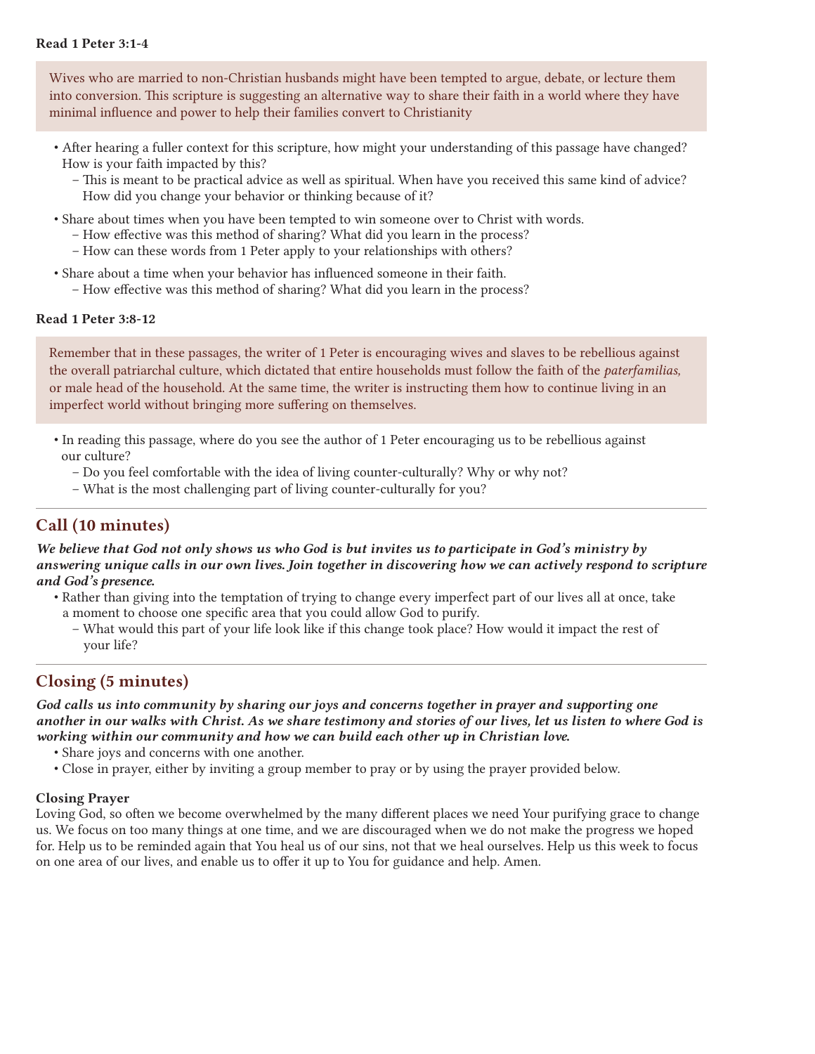**Read 1 Peter 3:1-4**

Wives who are married to non-Christian husbands might have been tempted to argue, debate, or lecture them into conversion. This scripture is suggesting an alternative way to share their faith in a world where they have minimal influence and power to help their families convert to Christianity

- After hearing a fuller context for this scripture, how might your understanding of this passage have changed? How is your faith impacted by this?
  - This is meant to be practical advice as well as spiritual. When have you received this same kind of advice? How did you change your behavior or thinking because of it?
- Share about times when you have been tempted to win someone over to Christ with words.
  - How effective was this method of sharing? What did you learn in the process?
  - How can these words from 1 Peter apply to your relationships with others?
- Share about a time when your behavior has influenced someone in their faith.
  - How effective was this method of sharing? What did you learn in the process?

**Read 1 Peter 3:8-12**

Remember that in these passages, the writer of 1 Peter is encouraging wives and slaves to be rebellious against the overall patriarchal culture, which dictated that entire households must follow the faith of the *paterfamilias,* or male head of the household. At the same time, the writer is instructing them how to continue living in an imperfect world without bringing more suffering on themselves.

- In reading this passage, where do you see the author of 1 Peter encouraging us to be rebellious against our culture?
  - Do you feel comfortable with the idea of living counter-culturally? Why or why not?
  - What is the most challenging part of living counter-culturally for you?

---

## Call (10 minutes)

***We believe that God not only shows us who God is but invites us to participate in God's ministry by answering unique calls in our own lives. Join together in discovering how we can actively respond to scripture and God's presence.***

- Rather than giving into the temptation of trying to change every imperfect part of our lives all at once, take a moment to choose one specific area that you could allow God to purify.
  - What would this part of your life look like if this change took place? How would it impact the rest of your life?

---

## Closing (5 minutes)

***God calls us into community by sharing our joys and concerns together in prayer and supporting one another in our walks with Christ. As we share testimony and stories of our lives, let us listen to where God is working within our community and how we can build each other up in Christian love.***

- Share joys and concerns with one another.
- Close in prayer, either by inviting a group member to pray or by using the prayer provided below.

**Closing Prayer**

Loving God, so often we become overwhelmed by the many different places we need Your purifying grace to change us. We focus on too many things at one time, and we are discouraged when we do not make the progress we hoped for. Help us to be reminded again that You heal us of our sins, not that we heal ourselves. Help us this week to focus on one area of our lives, and enable us to offer it up to You for guidance and help. Amen.